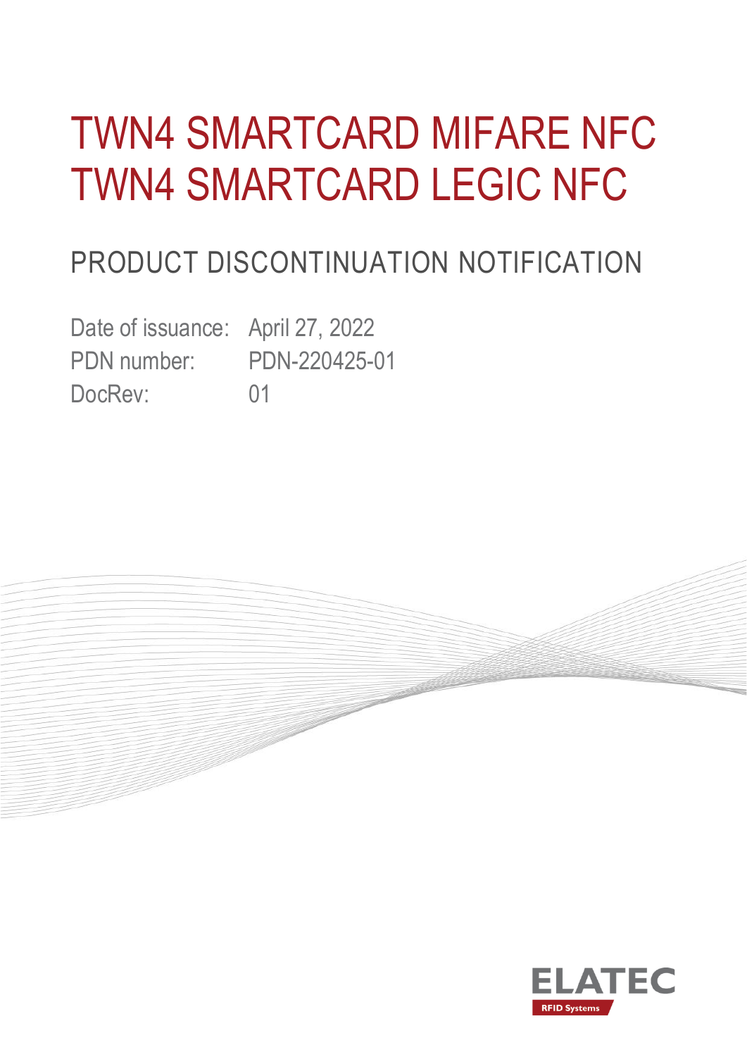# TWN4 SMARTCARD MIFARE NFC
# TWN4 SMARTCARD LEGIC NFC

## PRODUCT DISCONTINUATION NOTIFICATION

Date of issuance: April 27, 2022
PDN number: PDN-220425-01
DocRev: 01

ELATEC
RFID Systems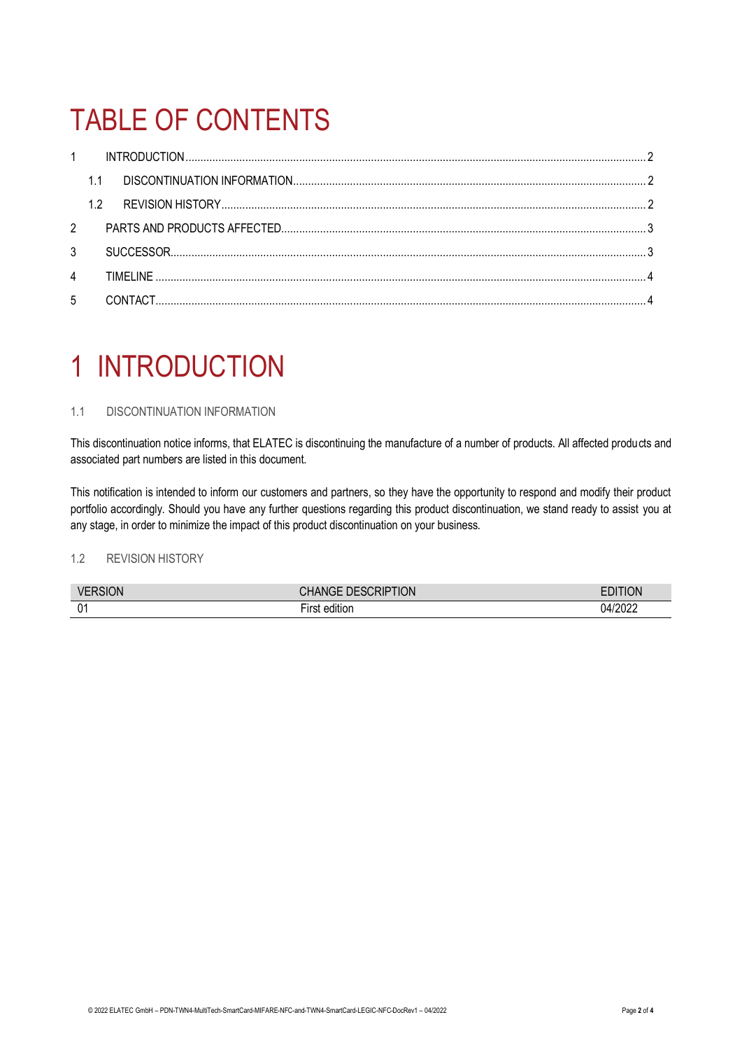# TABLE OF CONTENTS

1 INTRODUCTION ..... 2

  1.1 DISCONTINUATION INFORMATION ..... 2

  1.2 REVISION HISTORY ..... 2

2 PARTS AND PRODUCTS AFFECTED ..... 3

3 SUCCESSOR ..... 3

4 TIMELINE ..... 4

5 CONTACT ..... 4

# 1 INTRODUCTION

### 1.1 DISCONTINUATION INFORMATION

This discontinuation notice informs, that ELATEC is discontinuing the manufacture of a number of products. All affected products and associated part numbers are listed in this document.

This notification is intended to inform our customers and partners, so they have the opportunity to respond and modify their product portfolio accordingly. Should you have any further questions regarding this product discontinuation, we stand ready to assist you at any stage, in order to minimize the impact of this product discontinuation on your business.

### 1.2 REVISION HISTORY

| VERSION | CHANGE DESCRIPTION | EDITION |
| --- | --- | --- |
| 01 | First edition | 04/2022 |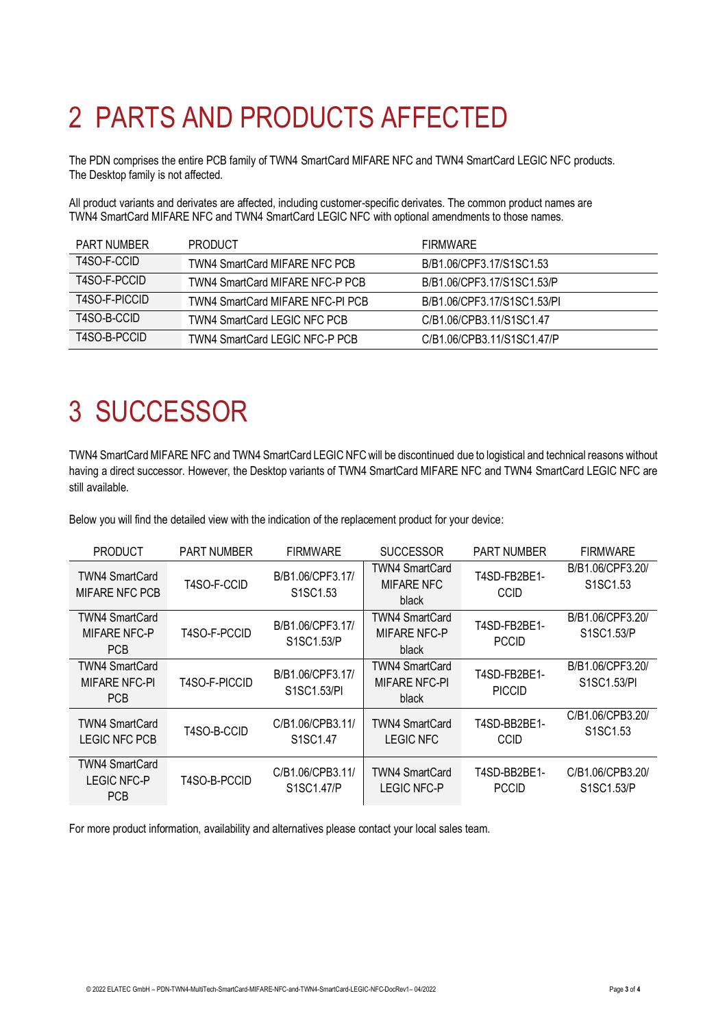# 2 PARTS AND PRODUCTS AFFECTED

The PDN comprises the entire PCB family of TWN4 SmartCard MIFARE NFC and TWN4 SmartCard LEGIC NFC products. The Desktop family is not affected.

All product variants and derivates are affected, including customer-specific derivates. The common product names are TWN4 SmartCard MIFARE NFC and TWN4 SmartCard LEGIC NFC with optional amendments to those names.

| PART NUMBER | PRODUCT | FIRMWARE |
|---|---|---|
| T4SO-F-CCID | TWN4 SmartCard MIFARE NFC PCB | B/B1.06/CPF3.17/S1SC1.53 |
| T4SO-F-PCCID | TWN4 SmartCard MIFARE NFC-P PCB | B/B1.06/CPF3.17/S1SC1.53/P |
| T4SO-F-PICCID | TWN4 SmartCard MIFARE NFC-PI PCB | B/B1.06/CPF3.17/S1SC1.53/PI |
| T4SO-B-CCID | TWN4 SmartCard LEGIC NFC PCB | C/B1.06/CPB3.11/S1SC1.47 |
| T4SO-B-PCCID | TWN4 SmartCard LEGIC NFC-P PCB | C/B1.06/CPB3.11/S1SC1.47/P |

# 3 SUCCESSOR

TWN4 SmartCard MIFARE NFC and TWN4 SmartCard LEGIC NFC will be discontinued due to logistical and technical reasons without having a direct successor. However, the Desktop variants of TWN4 SmartCard MIFARE NFC and TWN4 SmartCard LEGIC NFC are still available.

Below you will find the detailed view with the indication of the replacement product for your device:

| PRODUCT | PART NUMBER | FIRMWARE | SUCCESSOR | PART NUMBER | FIRMWARE |
|---|---|---|---|---|---|
| TWN4 SmartCard MIFARE NFC PCB | T4SO-F-CCID | B/B1.06/CPF3.17/ S1SC1.53 | TWN4 SmartCard MIFARE NFC black | T4SD-FB2BE1-CCID | B/B1.06/CPF3.20/ S1SC1.53 |
| TWN4 SmartCard MIFARE NFC-P PCB | T4SO-F-PCCID | B/B1.06/CPF3.17/ S1SC1.53/P | TWN4 SmartCard MIFARE NFC-P black | T4SD-FB2BE1-PCCID | B/B1.06/CPF3.20/ S1SC1.53/P |
| TWN4 SmartCard MIFARE NFC-PI PCB | T4SO-F-PICCID | B/B1.06/CPF3.17/ S1SC1.53/PI | TWN4 SmartCard MIFARE NFC-PI black | T4SD-FB2BE1-PICCID | B/B1.06/CPF3.20/ S1SC1.53/PI |
| TWN4 SmartCard LEGIC NFC PCB | T4SO-B-CCID | C/B1.06/CPB3.11/ S1SC1.47 | TWN4 SmartCard LEGIC NFC | T4SD-BB2BE1-CCID | C/B1.06/CPB3.20/ S1SC1.53 |
| TWN4 SmartCard LEGIC NFC-P PCB | T4SO-B-PCCID | C/B1.06/CPB3.11/ S1SC1.47/P | TWN4 SmartCard LEGIC NFC-P | T4SD-BB2BE1-PCCID | C/B1.06/CPB3.20/ S1SC1.53/P |

For more product information, availability and alternatives please contact your local sales team.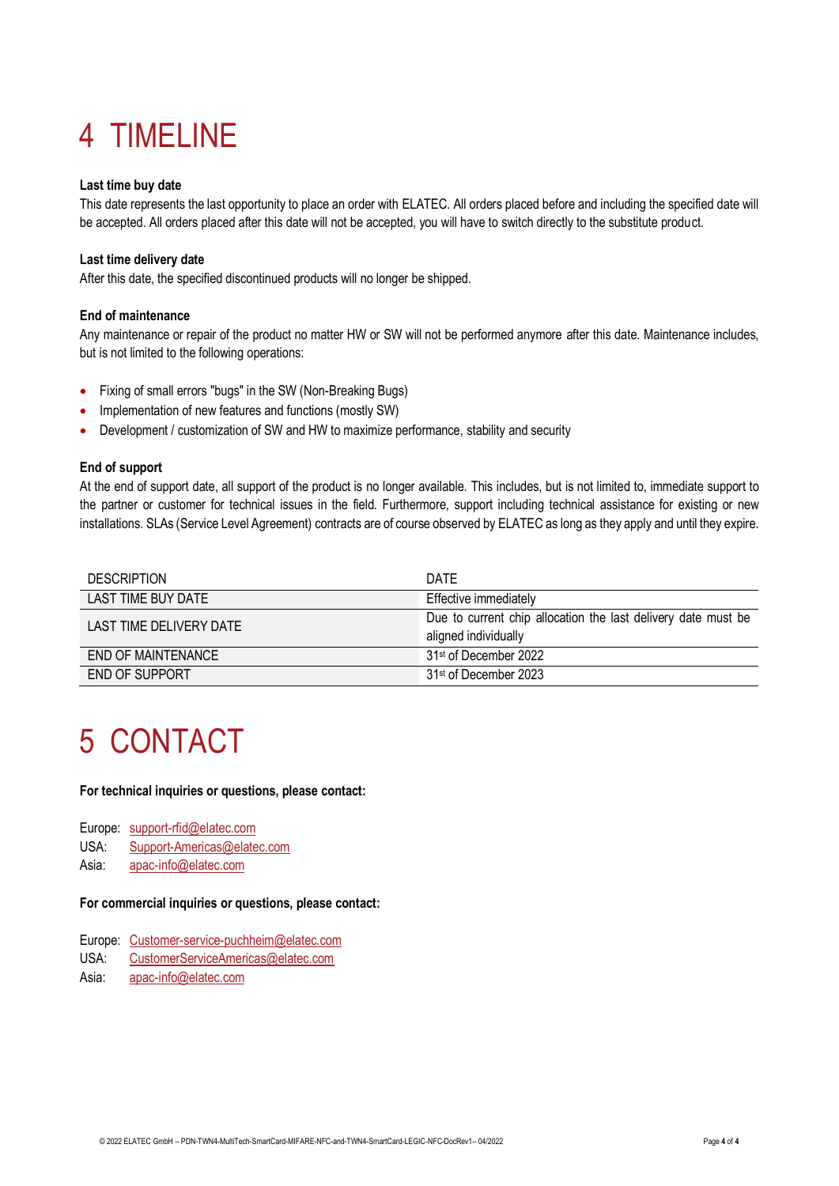# 4 TIMELINE

**Last time buy date**

This date represents the last opportunity to place an order with ELATEC. All orders placed before and including the specified date will be accepted. All orders placed after this date will not be accepted, you will have to switch directly to the substitute product.

**Last time delivery date**

After this date, the specified discontinued products will no longer be shipped.

**End of maintenance**

Any maintenance or repair of the product no matter HW or SW will not be performed anymore after this date. Maintenance includes, but is not limited to the following operations:

- Fixing of small errors "bugs" in the SW (Non-Breaking Bugs)
- Implementation of new features and functions (mostly SW)
- Development / customization of SW and HW to maximize performance, stability and security

**End of support**

At the end of support date, all support of the product is no longer available. This includes, but is not limited to, immediate support to the partner or customer for technical issues in the field. Furthermore, support including technical assistance for existing or new installations. SLAs (Service Level Agreement) contracts are of course observed by ELATEC as long as they apply and until they expire.

| DESCRIPTION | DATE |
|---|---|
| LAST TIME BUY DATE | Effective immediately |
| LAST TIME DELIVERY DATE | Due to current chip allocation the last delivery date must be aligned individually |
| END OF MAINTENANCE | 31st of December 2022 |
| END OF SUPPORT | 31st of December 2023 |

# 5 CONTACT

**For technical inquiries or questions, please contact:**

Europe: support-rfid@elatec.com
USA: Support-Americas@elatec.com
Asia: apac-info@elatec.com

**For commercial inquiries or questions, please contact:**

Europe: Customer-service-puchheim@elatec.com
USA: CustomerServiceAmericas@elatec.com
Asia: apac-info@elatec.com